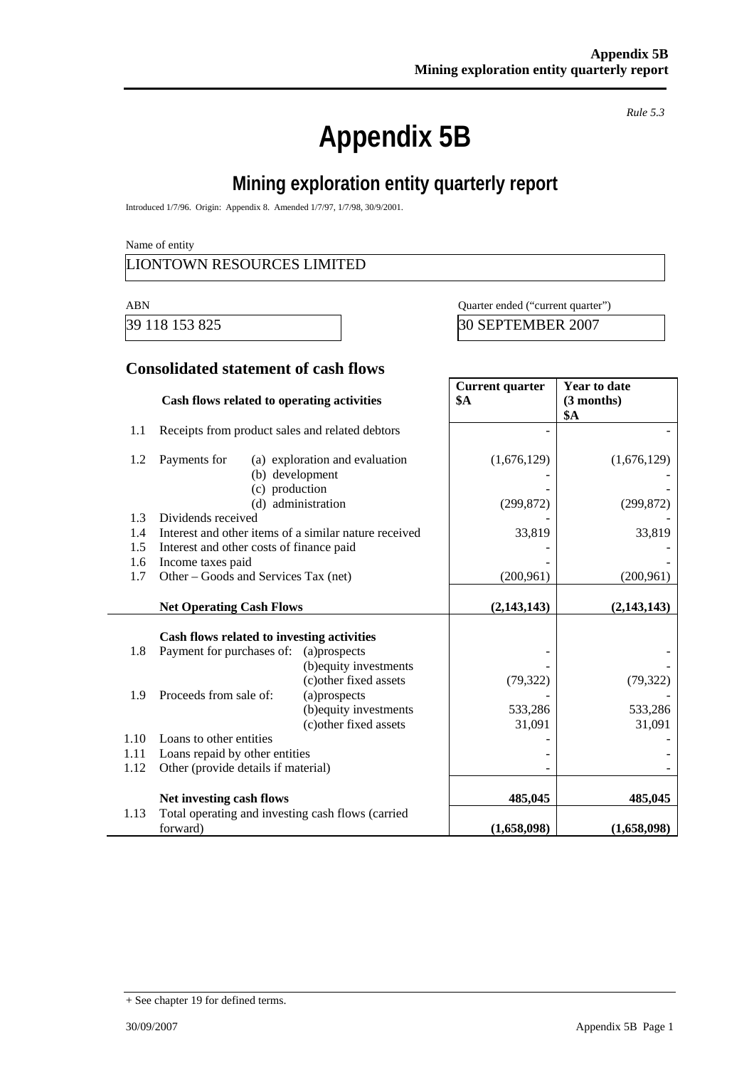*Rule 5.3*

# Appendix 5B

## Mining exploration entity quarterly report

Introduced 1/7/96. Origin: Appendix 8. Amended 1/7/97, 1/7/98, 30/9/2001.

Name of entity

| LIONTOWN RESOURCES LIMITED |
|---|

| ABN | Quarter ended ("current quarter") |
|---|---|
| 39 118 153 825 | 30 SEPTEMBER 2007 |

### Consolidated statement of cash flows

| | Cash flows related to operating activities | Current quarter $A | Year to date (3 months) $A |
|---|---|---|---|
| 1.1 | Receipts from product sales and related debtors | - | - |
| 1.2 | Payments for (a) exploration and evaluation | (1,676,129) | (1,676,129) |
| | (b) development | - | - |
| | (c) production | - | - |
| | (d) administration | (299,872) | (299,872) |
| 1.3 | Dividends received | - | - |
| 1.4 | Interest and other items of a similar nature received | 33,819 | 33,819 |
| 1.5 | Interest and other costs of finance paid | - | - |
| 1.6 | Income taxes paid | - | - |
| 1.7 | Other – Goods and Services Tax (net) | (200,961) | (200,961) |
| | **Net Operating Cash Flows** | **(2,143,143)** | **(2,143,143)** |
| | **Cash flows related to investing activities** | | |
| 1.8 | Payment for purchases of: (a)prospects | - | - |
| | (b)equity investments | - | - |
| | (c)other fixed assets | (79,322) | (79,322) |
| 1.9 | Proceeds from sale of: (a)prospects | - | - |
| | (b)equity investments | 533,286 | 533,286 |
| | (c)other fixed assets | 31,091 | 31,091 |
| 1.10 | Loans to other entities | - | - |
| 1.11 | Loans repaid by other entities | - | - |
| 1.12 | Other (provide details if material) | - | - |
| | **Net investing cash flows** | **485,045** | **485,045** |
| 1.13 | Total operating and investing cash flows (carried forward) | **(1,658,098)** | **(1,658,098)** |

+ See chapter 19 for defined terms.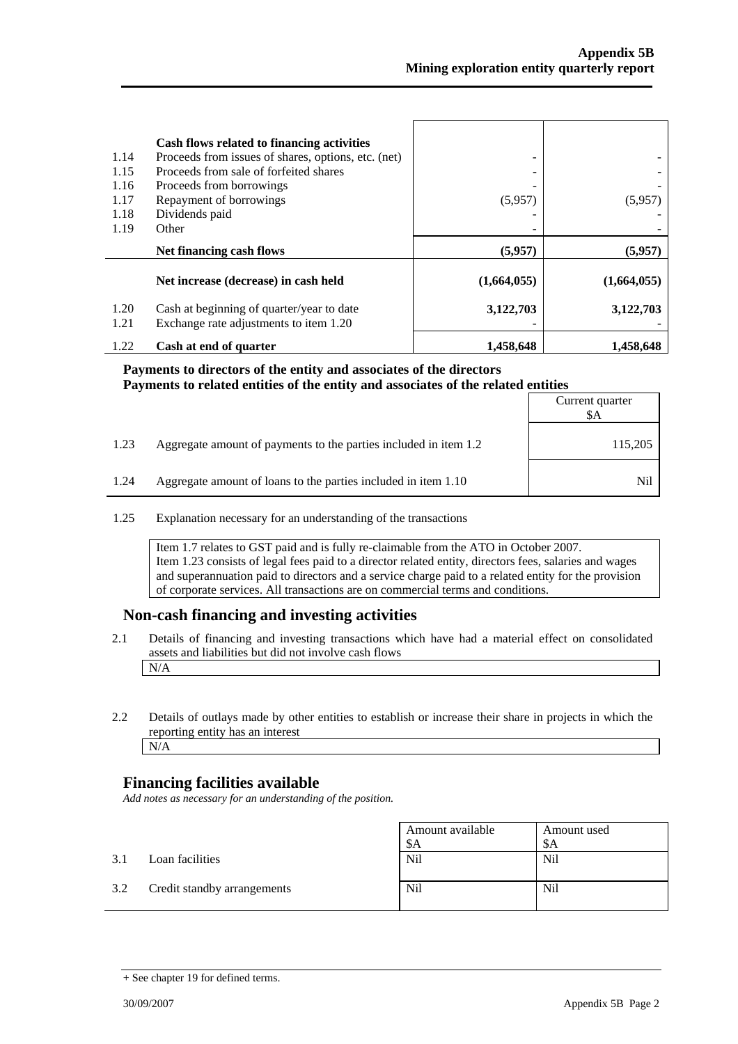| | Cash flows related to financing activities | | |
|---|---|---|---|
| 1.14 | Proceeds from issues of shares, options, etc. (net) | - | - |
| 1.15 | Proceeds from sale of forfeited shares | - | - |
| 1.16 | Proceeds from borrowings | - | - |
| 1.17 | Repayment of borrowings | (5,957) | (5,957) |
| 1.18 | Dividends paid | - | - |
| 1.19 | Other | - | - |
| | **Net financing cash flows** | **(5,957)** | **(5,957)** |
| | **Net increase (decrease) in cash held** | **(1,664,055)** | **(1,664,055)** |
| 1.20 | Cash at beginning of quarter/year to date | **3,122,703** | **3,122,703** |
| 1.21 | Exchange rate adjustments to item 1.20 | - | - |
| 1.22 | **Cash at end of quarter** | **1,458,648** | **1,458,648** |

**Payments to directors of the entity and associates of the directors**
**Payments to related entities of the entity and associates of the related entities**

| | | Current quarter $A |
|---|---|---|
| 1.23 | Aggregate amount of payments to the parties included in item 1.2 | 115,205 |
| 1.24 | Aggregate amount of loans to the parties included in item 1.10 | Nil |

1.25 Explanation necessary for an understanding of the transactions

Item 1.7 relates to GST paid and is fully re-claimable from the ATO in October 2007.
Item 1.23 consists of legal fees paid to a director related entity, directors fees, salaries and wages and superannuation paid to directors and a service charge paid to a related entity for the provision of corporate services. All transactions are on commercial terms and conditions.

## Non-cash financing and investing activities

2.1 Details of financing and investing transactions which have had a material effect on consolidated assets and liabilities but did not involve cash flows

N/A

2.2 Details of outlays made by other entities to establish or increase their share in projects in which the reporting entity has an interest

N/A

## Financing facilities available

*Add notes as necessary for an understanding of the position.*

| | | Amount available $A | Amount used $A |
|---|---|---|---|
| 3.1 | Loan facilities | Nil | Nil |
| 3.2 | Credit standby arrangements | Nil | Nil |

+ See chapter 19 for defined terms.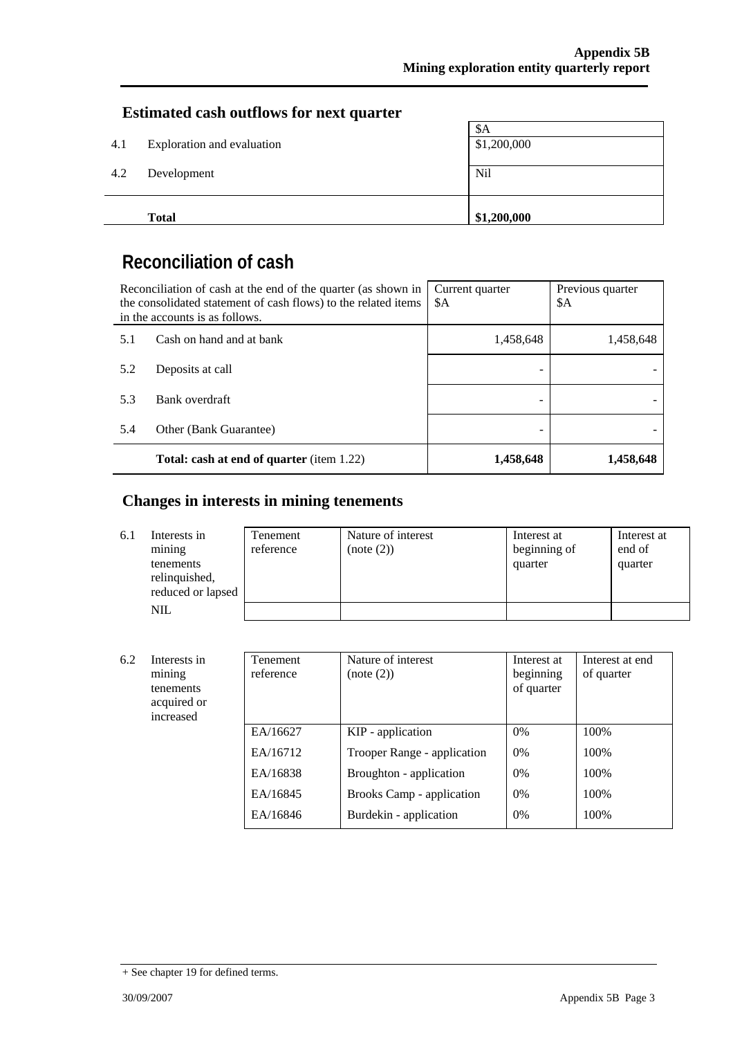## Estimated cash outflows for next quarter

| | | $A |
|---|---|---|
| 4.1 | Exploration and evaluation | $1,200,000 |
| 4.2 | Development | Nil |
| | **Total** | **$1,200,000** |

# Reconciliation of cash

| Reconciliation of cash at the end of the quarter (as shown in the consolidated statement of cash flows) to the related items in the accounts is as follows. | | Current quarter $A | Previous quarter $A |
|---|---|---|---|
| 5.1 | Cash on hand and at bank | 1,458,648 | 1,458,648 |
| 5.2 | Deposits at call | - | - |
| 5.3 | Bank overdraft | - | - |
| 5.4 | Other (Bank Guarantee) | - | - |
| | **Total: cash at end of quarter** (item 1.22) | **1,458,648** | **1,458,648** |

## Changes in interests in mining tenements

| | | Tenement reference | Nature of interest (note (2)) | Interest at beginning of quarter | Interest at end of quarter |
|---|---|---|---|---|---|
| 6.1 | Interests in mining tenements relinquished, reduced or lapsed | | | | |
| | NIL | | | | |

| | | Tenement reference | Nature of interest (note (2)) | Interest at beginning of quarter | Interest at end of quarter |
|---|---|---|---|---|---|
| 6.2 | Interests in mining tenements acquired or increased | | | | |
| | | EA/16627 | KIP - application | 0% | 100% |
| | | EA/16712 | Trooper Range - application | 0% | 100% |
| | | EA/16838 | Broughton - application | 0% | 100% |
| | | EA/16845 | Brooks Camp - application | 0% | 100% |
| | | EA/16846 | Burdekin - application | 0% | 100% |

+ See chapter 19 for defined terms.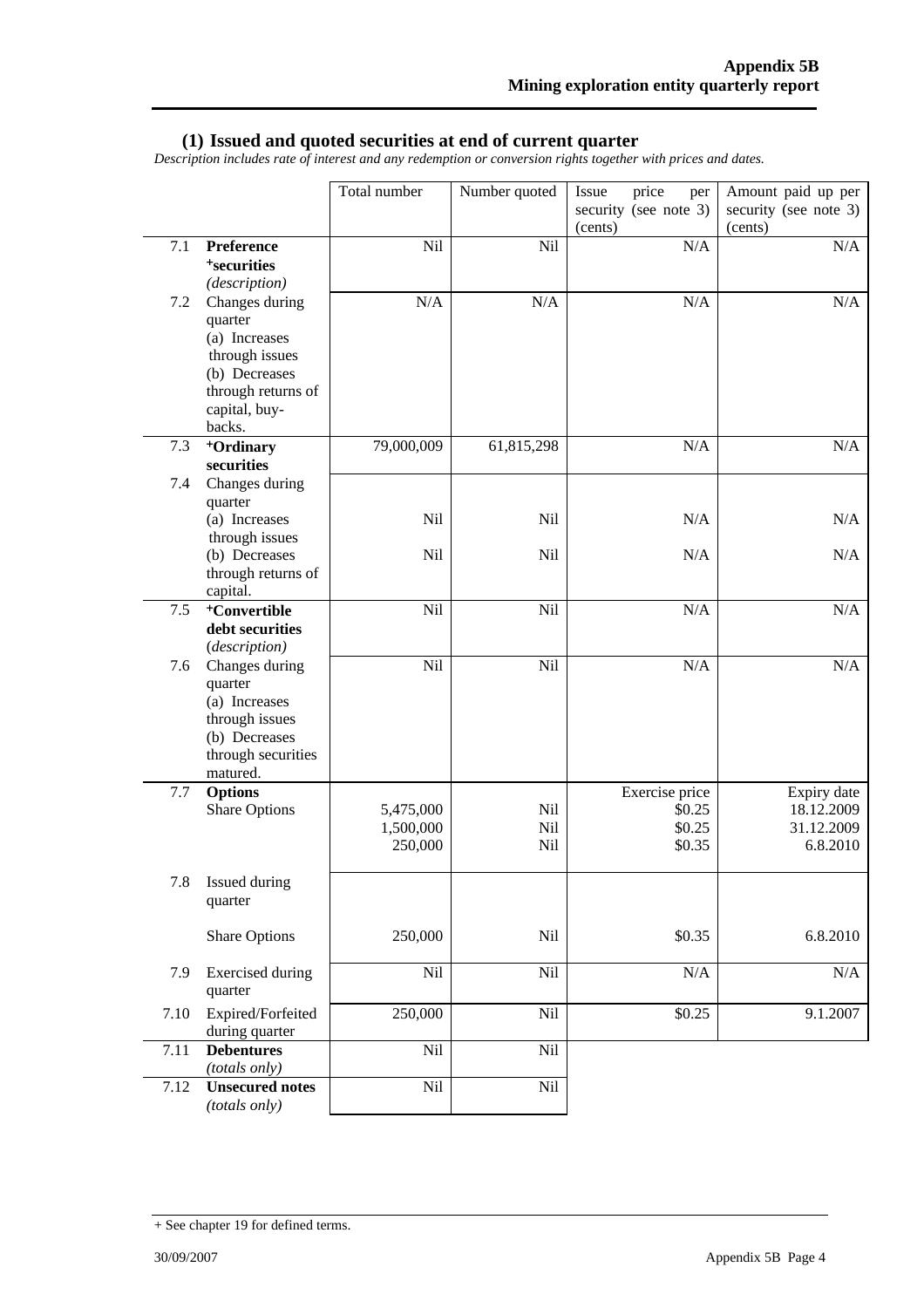## (1) Issued and quoted securities at end of current quarter

*Description includes rate of interest and any redemption or conversion rights together with prices and dates.*

| | | Total number | Number quoted | Issue price per security (see note 3) (cents) | Amount paid up per security (see note 3) (cents) |
|---|---|---|---|---|---|
| 7.1 | **Preference +securities** *(description)* | Nil | Nil | N/A | N/A |
| 7.2 | Changes during quarter (a) Increases through issues (b) Decreases through returns of capital, buy-backs. | N/A | N/A | N/A | N/A |
| 7.3 | **+Ordinary securities** | 79,000,009 | 61,815,298 | N/A | N/A |
| 7.4 | Changes during quarter | | | | |
| | (a) Increases through issues | Nil | Nil | N/A | N/A |
| | (b) Decreases through returns of capital. | Nil | Nil | N/A | N/A |
| 7.5 | **+Convertible debt securities** *(description)* | Nil | Nil | N/A | N/A |
| 7.6 | Changes during quarter (a) Increases through issues (b) Decreases through securities matured. | Nil | Nil | N/A | N/A |
| 7.7 | **Options** | | | Exercise price | Expiry date |
| | Share Options | 5,475,000 | Nil | $0.25 | 18.12.2009 |
| | | 1,500,000 | Nil | $0.25 | 31.12.2009 |
| | | 250,000 | Nil | $0.35 | 6.8.2010 |
| 7.8 | Issued during quarter | | | | |
| | Share Options | 250,000 | Nil | $0.35 | 6.8.2010 |
| 7.9 | Exercised during quarter | Nil | Nil | N/A | N/A |
| 7.10 | Expired/Forfeited during quarter | 250,000 | Nil | $0.25 | 9.1.2007 |
| 7.11 | **Debentures** *(totals only)* | Nil | Nil | | |
| 7.12 | **Unsecured notes** *(totals only)* | Nil | Nil | | |

+ See chapter 19 for defined terms.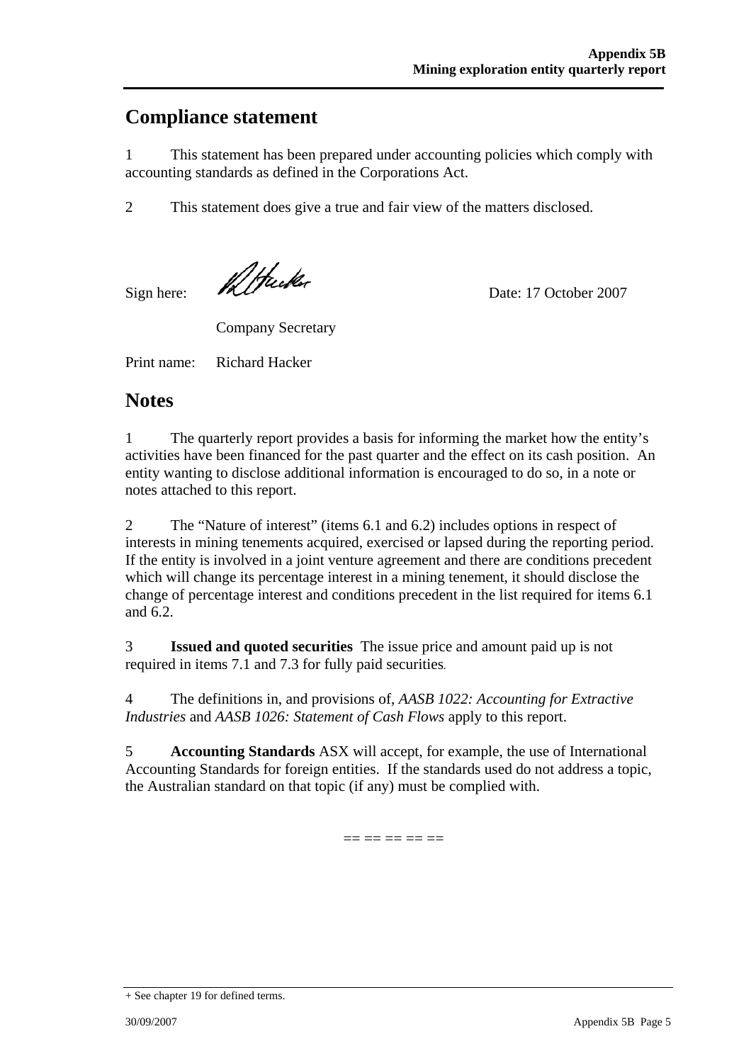## Compliance statement

1 This statement has been prepared under accounting policies which comply with accounting standards as defined in the Corporations Act.

2 This statement does give a true and fair view of the matters disclosed.

Sign here: ............................................................ Date: 17 October 2007

Company Secretary

Print name: Richard Hacker

## Notes

1 The quarterly report provides a basis for informing the market how the entity's activities have been financed for the past quarter and the effect on its cash position. An entity wanting to disclose additional information is encouraged to do so, in a note or notes attached to this report.

2 The "Nature of interest" (items 6.1 and 6.2) includes options in respect of interests in mining tenements acquired, exercised or lapsed during the reporting period. If the entity is involved in a joint venture agreement and there are conditions precedent which will change its percentage interest in a mining tenement, it should disclose the change of percentage interest and conditions precedent in the list required for items 6.1 and 6.2.

3 **Issued and quoted securities** The issue price and amount paid up is not required in items 7.1 and 7.3 for fully paid securities.

4 The definitions in, and provisions of, *AASB 1022: Accounting for Extractive Industries* and *AASB 1026: Statement of Cash Flows* apply to this report.

5 **Accounting Standards** ASX will accept, for example, the use of International Accounting Standards for foreign entities. If the standards used do not address a topic, the Australian standard on that topic (if any) must be complied with.

== == == == ==

+ See chapter 19 for defined terms.